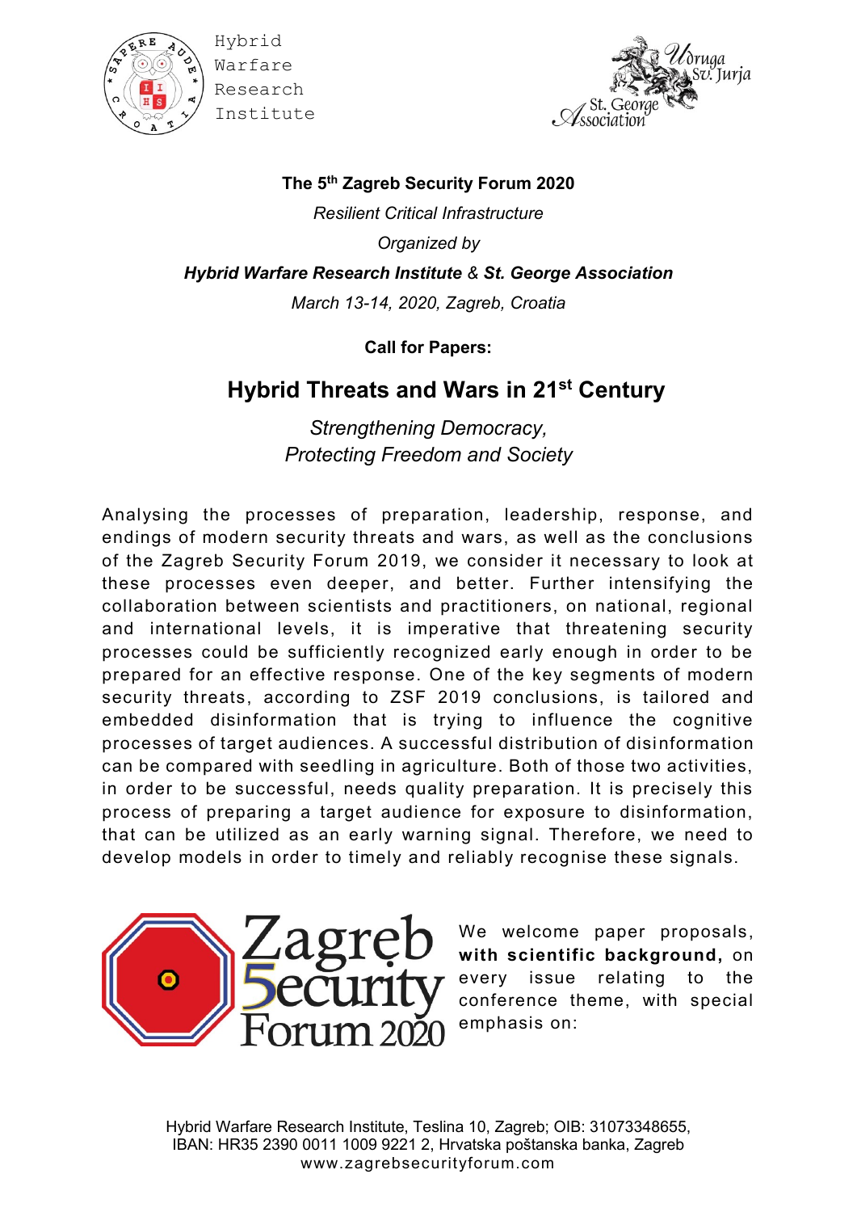Hybrid Warfare Research Institute

Udruga Sv. Jurja / St. George Association

**The 5th Zagreb Security Forum 2020**

*Resilient Critical Infrastructure*

*Organized by*

***Hybrid Warfare Research Institute** & **St. George Association***

*March 13-14, 2020, Zagreb, Croatia*

**Call for Papers:**

## Hybrid Threats and Wars in 21st Century

*Strengthening Democracy,*
*Protecting Freedom and Society*

Analysing the processes of preparation, leadership, response, and endings of modern security threats and wars, as well as the conclusions of the Zagreb Security Forum 2019, we consider it necessary to look at these processes even deeper, and better. Further intensifying the collaboration between scientists and practitioners, on national, regional and international levels, it is imperative that threatening security processes could be sufficiently recognized early enough in order to be prepared for an effective response. One of the key segments of modern security threats, according to ZSF 2019 conclusions, is tailored and embedded disinformation that is trying to influence the cognitive processes of target audiences. A successful distribution of disinformation can be compared with seedling in agriculture. Both of those two activities, in order to be successful, needs quality preparation. It is precisely this process of preparing a target audience for exposure to disinformation, that can be utilized as an early warning signal. Therefore, we need to develop models in order to timely and reliably recognise these signals.

Zagreb Security Forum 2020

We welcome paper proposals, **with scientific background,** on every issue relating to the conference theme, with special emphasis on:

Hybrid Warfare Research Institute, Teslina 10, Zagreb; OIB: 31073348655, IBAN: HR35 2390 0011 1009 9221 2, Hrvatska poštanska banka, Zagreb
www.zagrebsecurityforum.com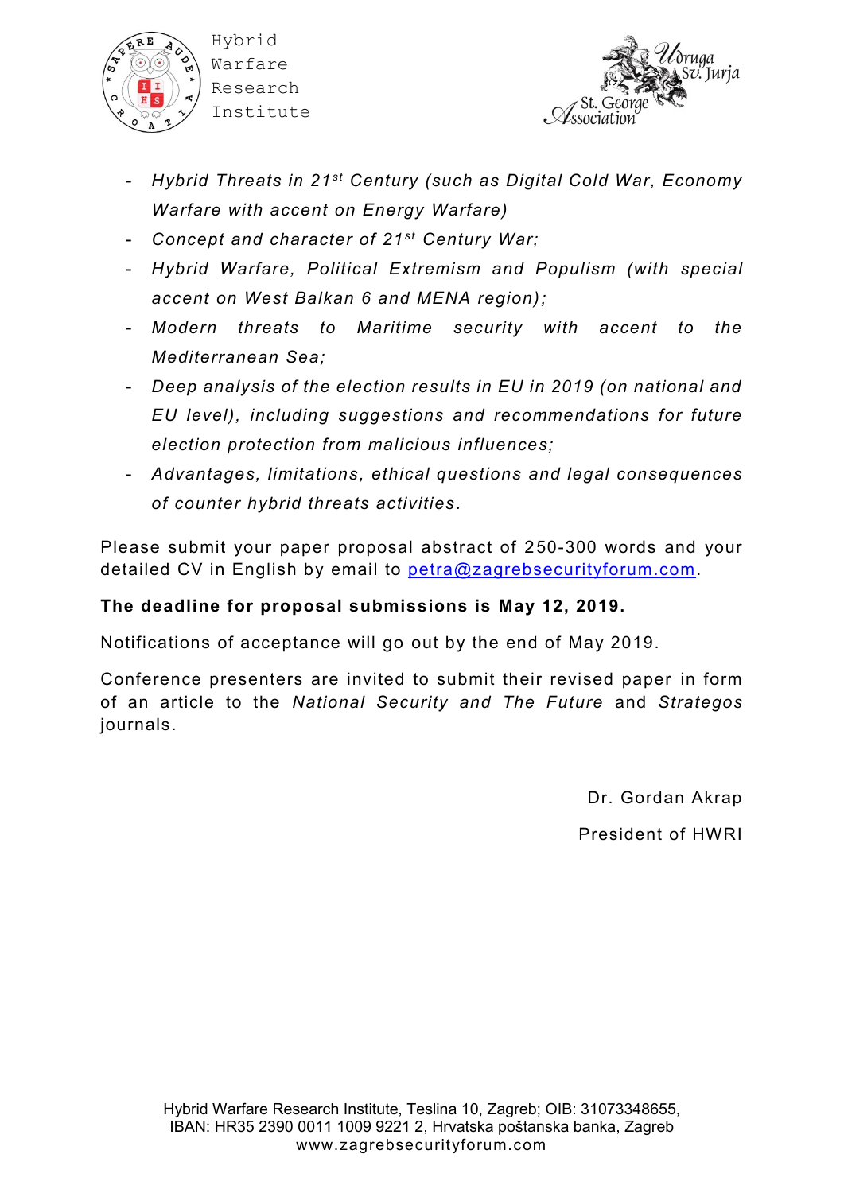- *Hybrid Threats in 21st Century (such as Digital Cold War, Economy Warfare with accent on Energy Warfare)*
- *Concept and character of 21st Century War;*
- *Hybrid Warfare, Political Extremism and Populism (with special accent on West Balkan 6 and MENA region);*
- *Modern threats to Maritime security with accent to the Mediterranean Sea;*
- *Deep analysis of the election results in EU in 2019 (on national and EU level), including suggestions and recommendations for future election protection from malicious influences;*
- *Advantages, limitations, ethical questions and legal consequences of counter hybrid threats activities.*

Please submit your paper proposal abstract of 250-300 words and your detailed CV in English by email to petra@zagrebsecurityforum.com.

**The deadline for proposal submissions is May 12, 2019.**

Notifications of acceptance will go out by the end of May 2019.

Conference presenters are invited to submit their revised paper in form of an article to the *National Security and The Future* and *Strategos* journals.

Dr. Gordan Akrap

President of HWRI

Hybrid Warfare Research Institute, Teslina 10, Zagreb; OIB: 31073348655, IBAN: HR35 2390 0011 1009 9221 2, Hrvatska poštanska banka, Zagreb
www.zagrebsecurityforum.com